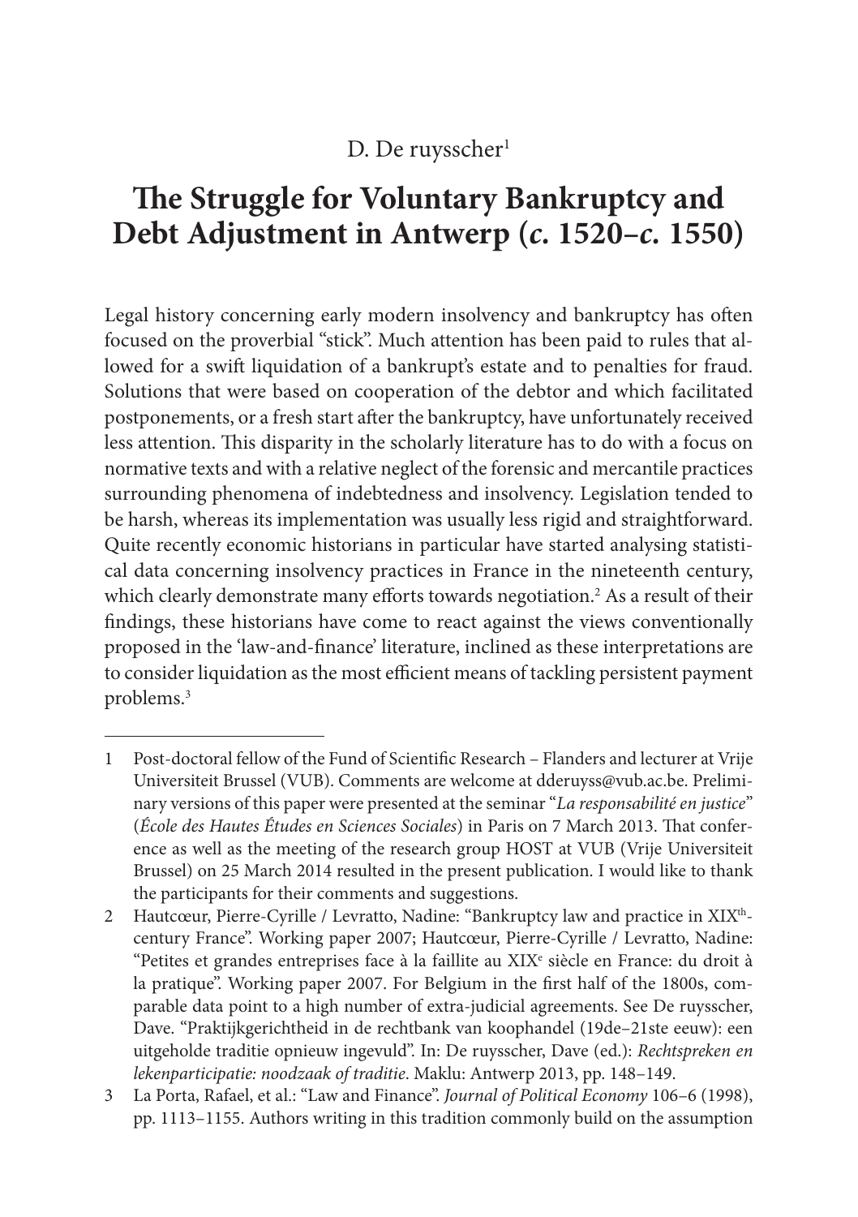D. De ruysscher[1]

# The Struggle for Voluntary Bankruptcy and Debt Adjustment in Antwerp (*c.* 1520–*c.* 1550)

Legal history concerning early modern insolvency and bankruptcy has often focused on the proverbial "stick". Much attention has been paid to rules that allowed for a swift liquidation of a bankrupt's estate and to penalties for fraud. Solutions that were based on cooperation of the debtor and which facilitated postponements, or a fresh start after the bankruptcy, have unfortunately received less attention. This disparity in the scholarly literature has to do with a focus on normative texts and with a relative neglect of the forensic and mercantile practices surrounding phenomena of indebtedness and insolvency. Legislation tended to be harsh, whereas its implementation was usually less rigid and straightforward. Quite recently economic historians in particular have started analysing statistical data concerning insolvency practices in France in the nineteenth century, which clearly demonstrate many efforts towards negotiation.[2] As a result of their findings, these historians have come to react against the views conventionally proposed in the 'law-and-finance' literature, inclined as these interpretations are to consider liquidation as the most efficient means of tackling persistent payment problems.[3]

---

1 Post-doctoral fellow of the Fund of Scientific Research – Flanders and lecturer at Vrije Universiteit Brussel (VUB). Comments are welcome at dderuyss@vub.ac.be. Preliminary versions of this paper were presented at the seminar "*La responsabilité en justice*" (*École des Hautes Études en Sciences Sociales*) in Paris on 7 March 2013. That conference as well as the meeting of the research group HOST at VUB (Vrije Universiteit Brussel) on 25 March 2014 resulted in the present publication. I would like to thank the participants for their comments and suggestions.

2 Hautcœur, Pierre-Cyrille / Levratto, Nadine: "Bankruptcy law and practice in XIX[th]-century France". Working paper 2007; Hautcœur, Pierre-Cyrille / Levratto, Nadine: "Petites et grandes entreprises face à la faillite au XIX[e] siècle en France: du droit à la pratique". Working paper 2007. For Belgium in the first half of the 1800s, comparable data point to a high number of extra-judicial agreements. See De ruysscher, Dave. "Praktijkgerichtheid in de rechtbank van koophandel (19de–21ste eeuw): een uitgeholde traditie opnieuw ingevuld". In: De ruysscher, Dave (ed.): *Rechtspreken en lekenparticipatie: noodzaak of traditie*. Maklu: Antwerp 2013, pp. 148–149.

3 La Porta, Rafael, et al.: "Law and Finance". *Journal of Political Economy* 106–6 (1998), pp. 1113–1155. Authors writing in this tradition commonly build on the assumption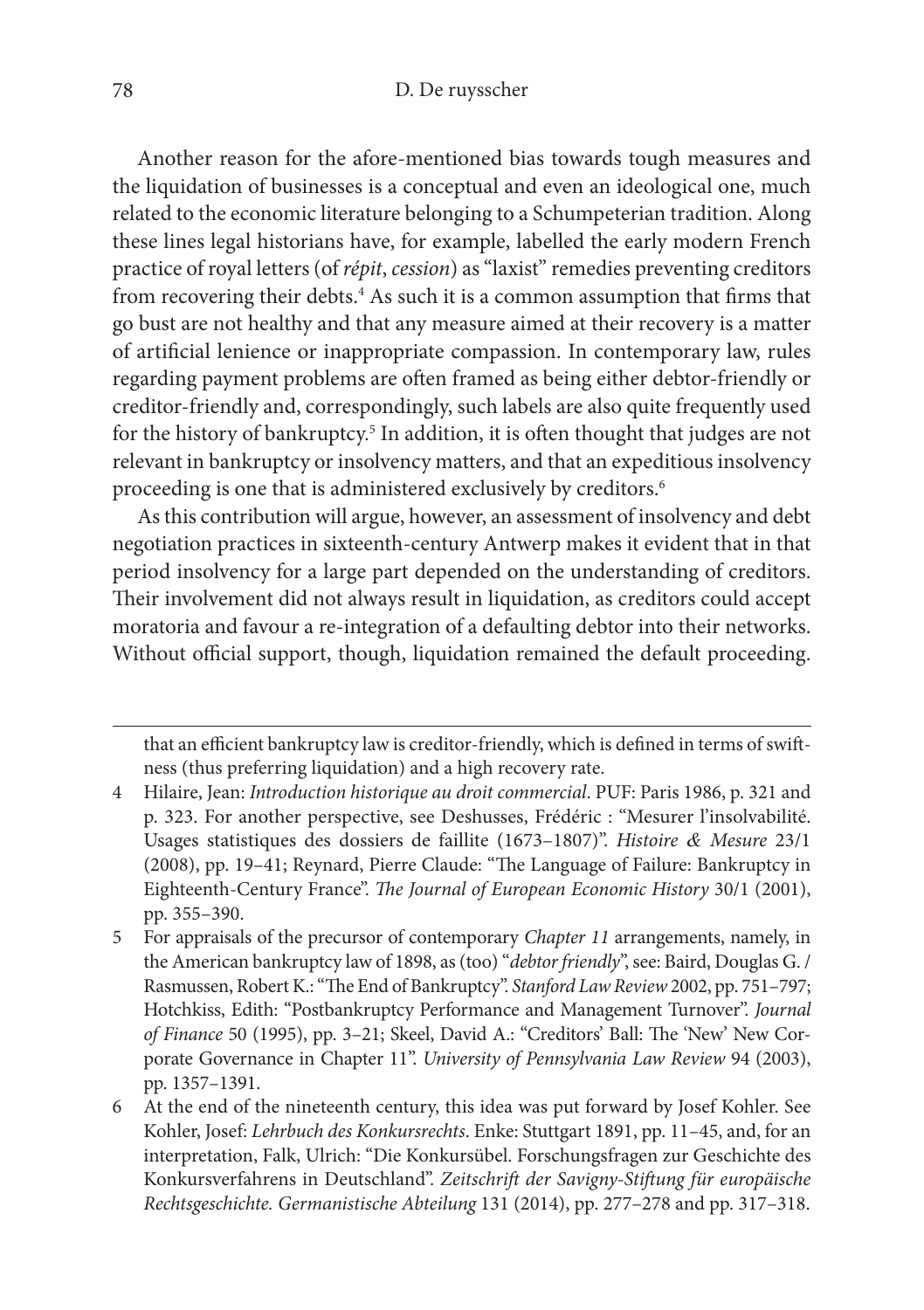Another reason for the afore-mentioned bias towards tough measures and the liquidation of businesses is a conceptual and even an ideological one, much related to the economic literature belonging to a Schumpeterian tradition. Along these lines legal historians have, for example, labelled the early modern French practice of royal letters (of *répit*, *cession*) as "laxist" remedies preventing creditors from recovering their debts.[4] As such it is a common assumption that firms that go bust are not healthy and that any measure aimed at their recovery is a matter of artificial lenience or inappropriate compassion. In contemporary law, rules regarding payment problems are often framed as being either debtor-friendly or creditor-friendly and, correspondingly, such labels are also quite frequently used for the history of bankruptcy.[5] In addition, it is often thought that judges are not relevant in bankruptcy or insolvency matters, and that an expeditious insolvency proceeding is one that is administered exclusively by creditors.[6]

As this contribution will argue, however, an assessment of insolvency and debt negotiation practices in sixteenth-century Antwerp makes it evident that in that period insolvency for a large part depended on the understanding of creditors. Their involvement did not always result in liquidation, as creditors could accept moratoria and favour a re-integration of a defaulting debtor into their networks. Without official support, though, liquidation remained the default proceeding.

---

that an efficient bankruptcy law is creditor-friendly, which is defined in terms of swiftness (thus preferring liquidation) and a high recovery rate.

4 Hilaire, Jean: *Introduction historique au droit commercial*. PUF: Paris 1986, p. 321 and p. 323. For another perspective, see Deshusses, Frédéric : "Mesurer l'insolvabilité. Usages statistiques des dossiers de faillite (1673–1807)". *Histoire & Mesure* 23/1 (2008), pp. 19–41; Reynard, Pierre Claude: "The Language of Failure: Bankruptcy in Eighteenth-Century France". *The Journal of European Economic History* 30/1 (2001), pp. 355–390.

5 For appraisals of the precursor of contemporary *Chapter 11* arrangements, namely, in the American bankruptcy law of 1898, as (too) "*debtor friendly*", see: Baird, Douglas G. / Rasmussen, Robert K.: "The End of Bankruptcy". *Stanford Law Review* 2002, pp. 751–797; Hotchkiss, Edith: "Postbankruptcy Performance and Management Turnover". *Journal of Finance* 50 (1995), pp. 3–21; Skeel, David A.: "Creditors' Ball: The 'New' New Corporate Governance in Chapter 11". *University of Pennsylvania Law Review* 94 (2003), pp. 1357–1391.

6 At the end of the nineteenth century, this idea was put forward by Josef Kohler. See Kohler, Josef: *Lehrbuch des Konkursrechts*. Enke: Stuttgart 1891, pp. 11–45, and, for an interpretation, Falk, Ulrich: "Die Konkursübel. Forschungsfragen zur Geschichte des Konkursverfahrens in Deutschland". *Zeitschrift der Savigny-Stiftung für europäische Rechtsgeschichte. Germanistische Abteilung* 131 (2014), pp. 277–278 and pp. 317–318.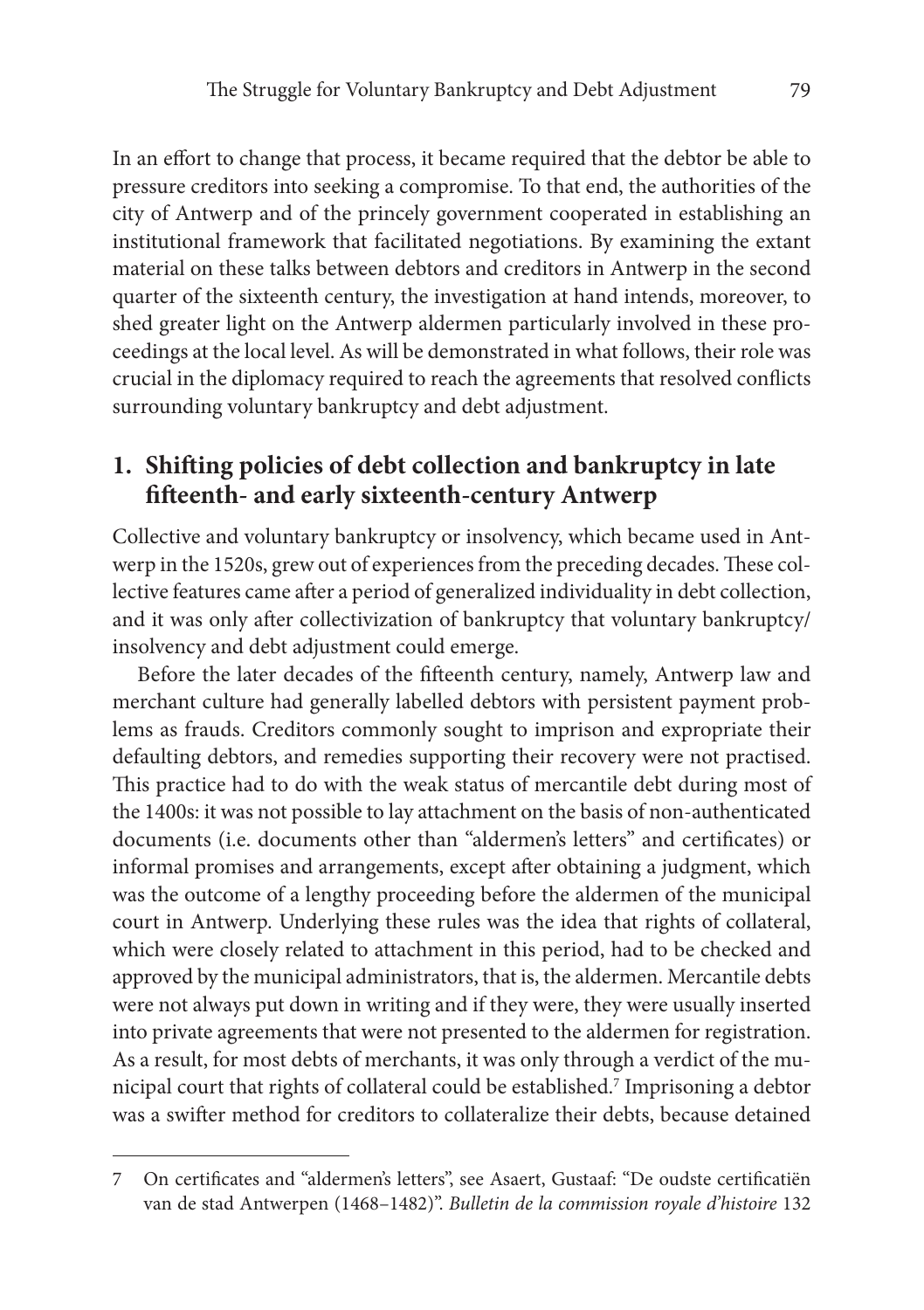In an effort to change that process, it became required that the debtor be able to pressure creditors into seeking a compromise. To that end, the authorities of the city of Antwerp and of the princely government cooperated in establishing an institutional framework that facilitated negotiations. By examining the extant material on these talks between debtors and creditors in Antwerp in the second quarter of the sixteenth century, the investigation at hand intends, moreover, to shed greater light on the Antwerp aldermen particularly involved in these proceedings at the local level. As will be demonstrated in what follows, their role was crucial in the diplomacy required to reach the agreements that resolved conflicts surrounding voluntary bankruptcy and debt adjustment.

## 1. Shifting policies of debt collection and bankruptcy in late fifteenth- and early sixteenth-century Antwerp

Collective and voluntary bankruptcy or insolvency, which became used in Antwerp in the 1520s, grew out of experiences from the preceding decades. These collective features came after a period of generalized individuality in debt collection, and it was only after collectivization of bankruptcy that voluntary bankruptcy/insolvency and debt adjustment could emerge.

Before the later decades of the fifteenth century, namely, Antwerp law and merchant culture had generally labelled debtors with persistent payment problems as frauds. Creditors commonly sought to imprison and expropriate their defaulting debtors, and remedies supporting their recovery were not practised. This practice had to do with the weak status of mercantile debt during most of the 1400s: it was not possible to lay attachment on the basis of non-authenticated documents (i.e. documents other than "aldermen's letters" and certificates) or informal promises and arrangements, except after obtaining a judgment, which was the outcome of a lengthy proceeding before the aldermen of the municipal court in Antwerp. Underlying these rules was the idea that rights of collateral, which were closely related to attachment in this period, had to be checked and approved by the municipal administrators, that is, the aldermen. Mercantile debts were not always put down in writing and if they were, they were usually inserted into private agreements that were not presented to the aldermen for registration. As a result, for most debts of merchants, it was only through a verdict of the municipal court that rights of collateral could be established.[7] Imprisoning a debtor was a swifter method for creditors to collateralize their debts, because detained

7 On certificates and "aldermen's letters", see Asaert, Gustaaf: "De oudste certificatiën van de stad Antwerpen (1468–1482)". *Bulletin de la commission royale d'histoire* 132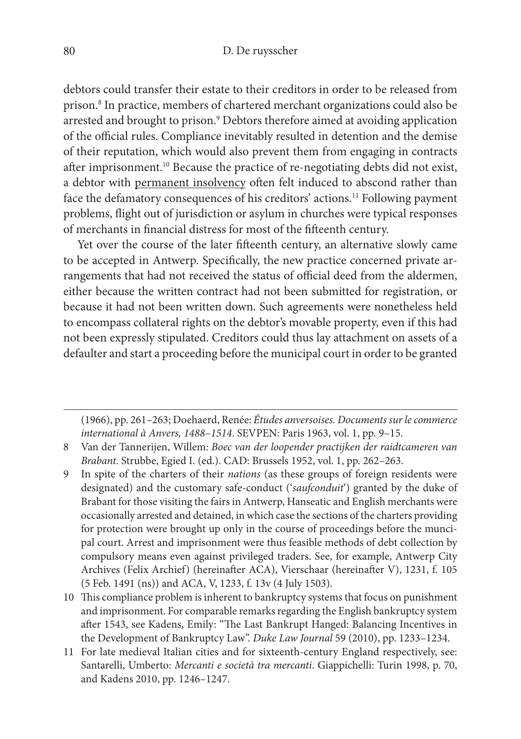debtors could transfer their estate to their creditors in order to be released from prison.[8] In practice, members of chartered merchant organizations could also be arrested and brought to prison.[9] Debtors therefore aimed at avoiding application of the official rules. Compliance inevitably resulted in detention and the demise of their reputation, which would also prevent them from engaging in contracts after imprisonment.[10] Because the practice of re-negotiating debts did not exist, a debtor with permanent insolvency often felt induced to abscond rather than face the defamatory consequences of his creditors' actions.[11] Following payment problems, flight out of jurisdiction or asylum in churches were typical responses of merchants in financial distress for most of the fifteenth century.

Yet over the course of the later fifteenth century, an alternative slowly came to be accepted in Antwerp. Specifically, the new practice concerned private arrangements that had not received the status of official deed from the aldermen, either because the written contract had not been submitted for registration, or because it had not been written down. Such agreements were nonetheless held to encompass collateral rights on the debtor's movable property, even if this had not been expressly stipulated. Creditors could thus lay attachment on assets of a defaulter and start a proceeding before the municipal court in order to be granted

---

(1966), pp. 261–263; Doehaerd, Renée: *Études anversoises. Documents sur le commerce international à Anvers, 1488–1514*. SEVPEN: Paris 1963, vol. 1, pp. 9–15.

8 Van der Tannerijen, Willem: *Boec van der loopender practijken der raidtcameren van Brabant*. Strubbe, Egied I. (ed.). CAD: Brussels 1952, vol. 1, pp. 262–263.

9 In spite of the charters of their *nations* (as these groups of foreign residents were designated) and the customary safe-conduct ('*saufconduit*') granted by the duke of Brabant for those visiting the fairs in Antwerp, Hanseatic and English merchants were occasionally arrested and detained, in which case the sections of the charters providing for protection were brought up only in the course of proceedings before the muncipal court. Arrest and imprisonment were thus feasible methods of debt collection by compulsory means even against privileged traders. See, for example, Antwerp City Archives (Felix Archief) (hereinafter ACA), Vierschaar (hereinafter V), 1231, f. 105 (5 Feb. 1491 (ns)) and ACA, V, 1233, f. 13v (4 July 1503).

10 This compliance problem is inherent to bankruptcy systems that focus on punishment and imprisonment. For comparable remarks regarding the English bankruptcy system after 1543, see Kadens, Emily: "The Last Bankrupt Hanged: Balancing Incentives in the Development of Bankruptcy Law". *Duke Law Journal* 59 (2010), pp. 1233–1234.

11 For late medieval Italian cities and for sixteenth-century England respectively, see: Santarelli, Umberto: *Mercanti e società tra mercanti*. Giappichelli: Turin 1998, p. 70, and Kadens 2010, pp. 1246–1247.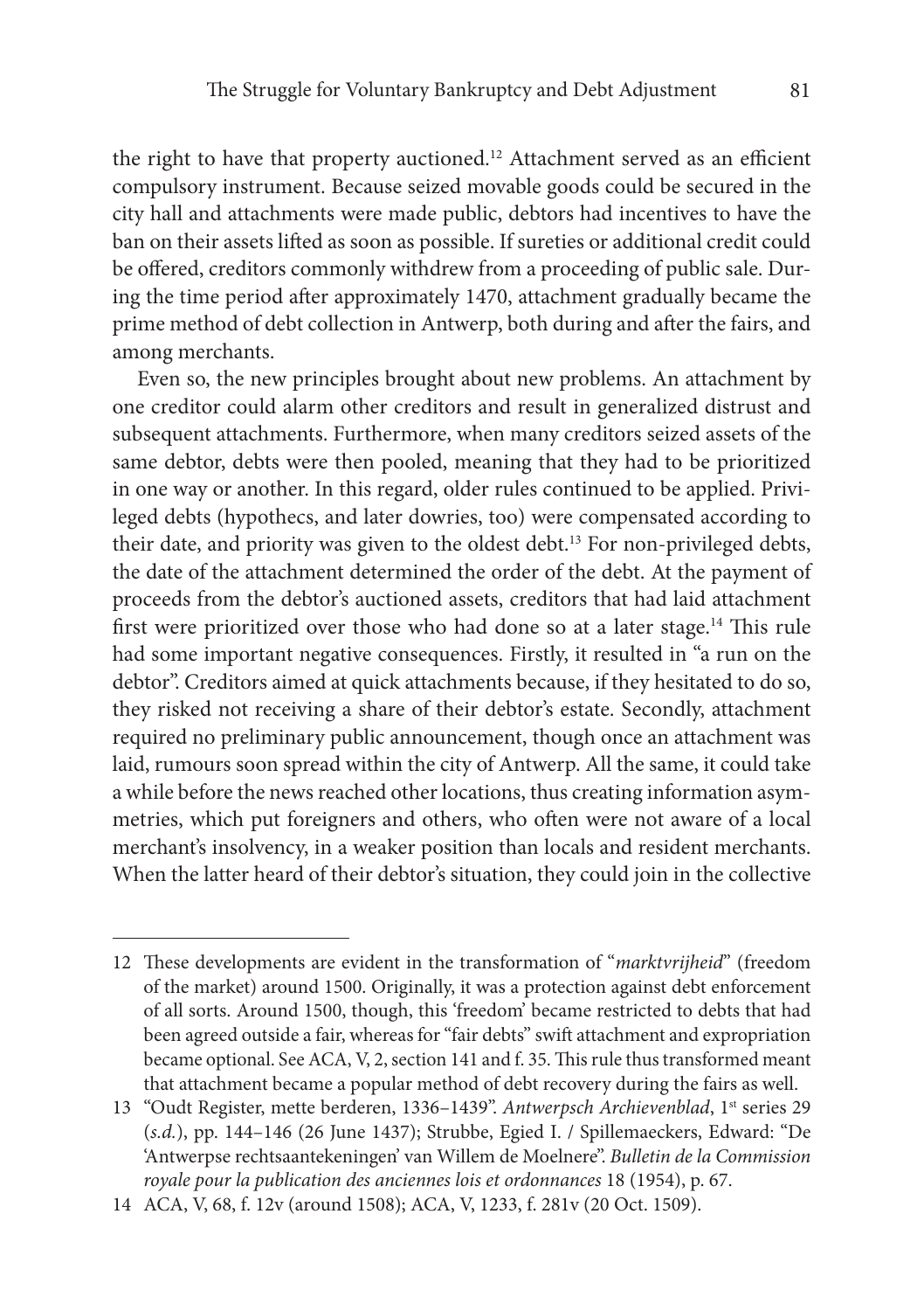the right to have that property auctioned.[12] Attachment served as an efficient compulsory instrument. Because seized movable goods could be secured in the city hall and attachments were made public, debtors had incentives to have the ban on their assets lifted as soon as possible. If sureties or additional credit could be offered, creditors commonly withdrew from a proceeding of public sale. During the time period after approximately 1470, attachment gradually became the prime method of debt collection in Antwerp, both during and after the fairs, and among merchants.

Even so, the new principles brought about new problems. An attachment by one creditor could alarm other creditors and result in generalized distrust and subsequent attachments. Furthermore, when many creditors seized assets of the same debtor, debts were then pooled, meaning that they had to be prioritized in one way or another. In this regard, older rules continued to be applied. Privileged debts (hypothecs, and later dowries, too) were compensated according to their date, and priority was given to the oldest debt.[13] For non-privileged debts, the date of the attachment determined the order of the debt. At the payment of proceeds from the debtor's auctioned assets, creditors that had laid attachment first were prioritized over those who had done so at a later stage.[14] This rule had some important negative consequences. Firstly, it resulted in "a run on the debtor". Creditors aimed at quick attachments because, if they hesitated to do so, they risked not receiving a share of their debtor's estate. Secondly, attachment required no preliminary public announcement, though once an attachment was laid, rumours soon spread within the city of Antwerp. All the same, it could take a while before the news reached other locations, thus creating information asymmetries, which put foreigners and others, who often were not aware of a local merchant's insolvency, in a weaker position than locals and resident merchants. When the latter heard of their debtor's situation, they could join in the collective

---

12 These developments are evident in the transformation of "*marktvrijheid*" (freedom of the market) around 1500. Originally, it was a protection against debt enforcement of all sorts. Around 1500, though, this 'freedom' became restricted to debts that had been agreed outside a fair, whereas for "fair debts" swift attachment and expropriation became optional. See ACA, V, 2, section 141 and f. 35. This rule thus transformed meant that attachment became a popular method of debt recovery during the fairs as well.

13 "Oudt Register, mette berderen, 1336–1439". *Antwerpsch Archievenblad*, 1st series 29 (*s.d.*), pp. 144–146 (26 June 1437); Strubbe, Egied I. / Spillemaeckers, Edward: "De 'Antwerpse rechtsaantekeningen' van Willem de Moelnere". *Bulletin de la Commission royale pour la publication des anciennes lois et ordonnances* 18 (1954), p. 67.

14 ACA, V, 68, f. 12v (around 1508); ACA, V, 1233, f. 281v (20 Oct. 1509).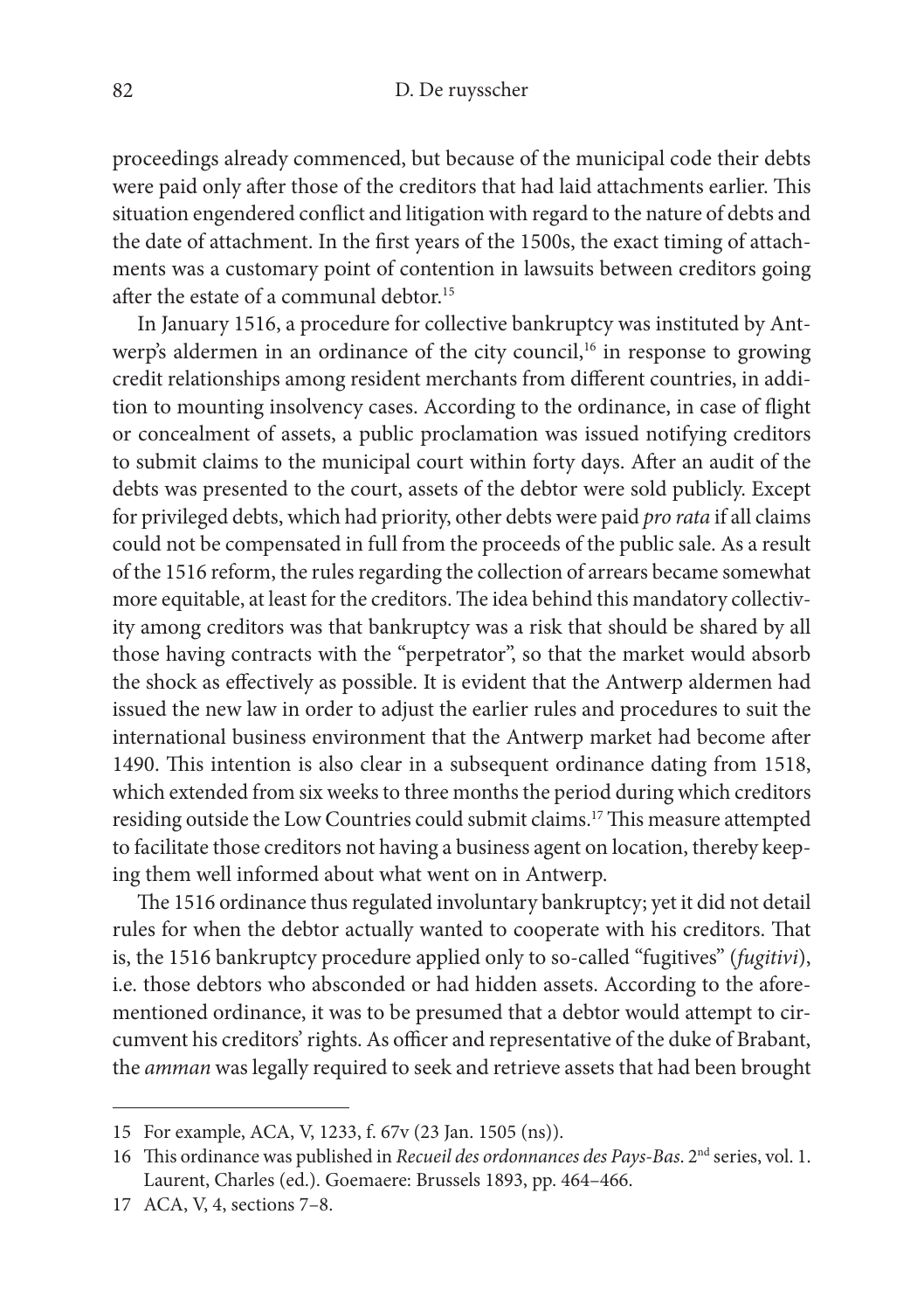proceedings already commenced, but because of the municipal code their debts were paid only after those of the creditors that had laid attachments earlier. This situation engendered conflict and litigation with regard to the nature of debts and the date of attachment. In the first years of the 1500s, the exact timing of attachments was a customary point of contention in lawsuits between creditors going after the estate of a communal debtor.[15]

In January 1516, a procedure for collective bankruptcy was instituted by Antwerp's aldermen in an ordinance of the city council,[16] in response to growing credit relationships among resident merchants from different countries, in addition to mounting insolvency cases. According to the ordinance, in case of flight or concealment of assets, a public proclamation was issued notifying creditors to submit claims to the municipal court within forty days. After an audit of the debts was presented to the court, assets of the debtor were sold publicly. Except for privileged debts, which had priority, other debts were paid *pro rata* if all claims could not be compensated in full from the proceeds of the public sale. As a result of the 1516 reform, the rules regarding the collection of arrears became somewhat more equitable, at least for the creditors. The idea behind this mandatory collectivity among creditors was that bankruptcy was a risk that should be shared by all those having contracts with the "perpetrator", so that the market would absorb the shock as effectively as possible. It is evident that the Antwerp aldermen had issued the new law in order to adjust the earlier rules and procedures to suit the international business environment that the Antwerp market had become after 1490. This intention is also clear in a subsequent ordinance dating from 1518, which extended from six weeks to three months the period during which creditors residing outside the Low Countries could submit claims.[17] This measure attempted to facilitate those creditors not having a business agent on location, thereby keeping them well informed about what went on in Antwerp.

The 1516 ordinance thus regulated involuntary bankruptcy; yet it did not detail rules for when the debtor actually wanted to cooperate with his creditors. That is, the 1516 bankruptcy procedure applied only to so-called "fugitives" (*fugitivi*), i.e. those debtors who absconded or had hidden assets. According to the aforementioned ordinance, it was to be presumed that a debtor would attempt to circumvent his creditors' rights. As officer and representative of the duke of Brabant, the *amman* was legally required to seek and retrieve assets that had been brought

---

15 For example, ACA, V, 1233, f. 67v (23 Jan. 1505 (ns)).

16 This ordinance was published in *Recueil des ordonnances des Pays-Bas*. 2nd series, vol. 1. Laurent, Charles (ed.). Goemaere: Brussels 1893, pp. 464–466.

17 ACA, V, 4, sections 7–8.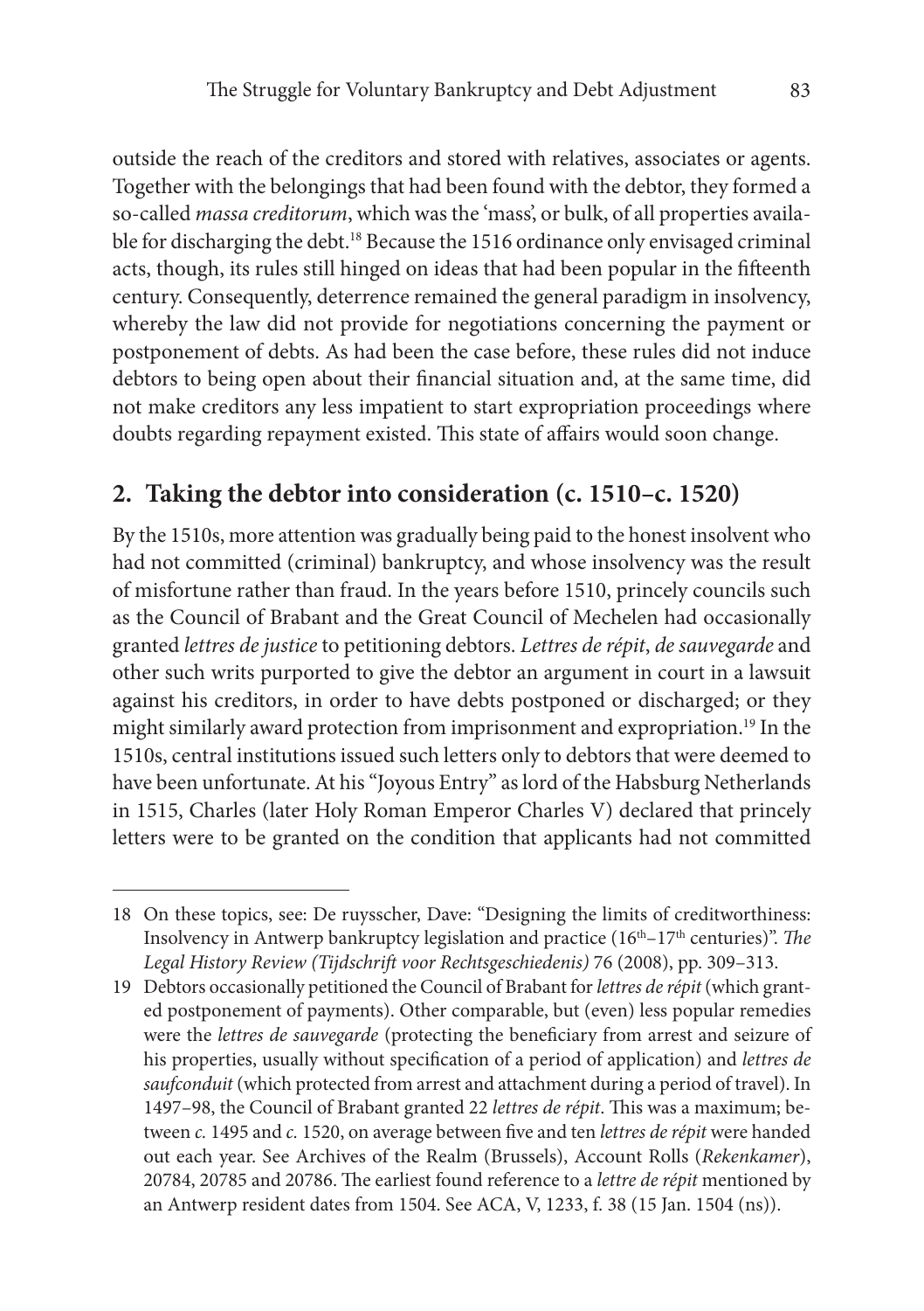outside the reach of the creditors and stored with relatives, associates or agents. Together with the belongings that had been found with the debtor, they formed a so-called *massa creditorum*, which was the 'mass', or bulk, of all properties available for discharging the debt.[18] Because the 1516 ordinance only envisaged criminal acts, though, its rules still hinged on ideas that had been popular in the fifteenth century. Consequently, deterrence remained the general paradigm in insolvency, whereby the law did not provide for negotiations concerning the payment or postponement of debts. As had been the case before, these rules did not induce debtors to being open about their financial situation and, at the same time, did not make creditors any less impatient to start expropriation proceedings where doubts regarding repayment existed. This state of affairs would soon change.

## 2. Taking the debtor into consideration (c. 1510–c. 1520)

By the 1510s, more attention was gradually being paid to the honest insolvent who had not committed (criminal) bankruptcy, and whose insolvency was the result of misfortune rather than fraud. In the years before 1510, princely councils such as the Council of Brabant and the Great Council of Mechelen had occasionally granted *lettres de justice* to petitioning debtors. *Lettres de répit*, *de sauvegarde* and other such writs purported to give the debtor an argument in court in a lawsuit against his creditors, in order to have debts postponed or discharged; or they might similarly award protection from imprisonment and expropriation.[19] In the 1510s, central institutions issued such letters only to debtors that were deemed to have been unfortunate. At his "Joyous Entry" as lord of the Habsburg Netherlands in 1515, Charles (later Holy Roman Emperor Charles V) declared that princely letters were to be granted on the condition that applicants had not committed

---

18 On these topics, see: De ruysscher, Dave: "Designing the limits of creditworthiness: Insolvency in Antwerp bankruptcy legislation and practice (16th–17th centuries)". *The Legal History Review (Tijdschrift voor Rechtsgeschiedenis)* 76 (2008), pp. 309–313.

19 Debtors occasionally petitioned the Council of Brabant for *lettres de répit* (which granted postponement of payments). Other comparable, but (even) less popular remedies were the *lettres de sauvegarde* (protecting the beneficiary from arrest and seizure of his properties, usually without specification of a period of application) and *lettres de saufconduit* (which protected from arrest and attachment during a period of travel). In 1497–98, the Council of Brabant granted 22 *lettres de répit*. This was a maximum; between *c.* 1495 and *c.* 1520, on average between five and ten *lettres de répit* were handed out each year. See Archives of the Realm (Brussels), Account Rolls (*Rekenkamer*), 20784, 20785 and 20786. The earliest found reference to a *lettre de répit* mentioned by an Antwerp resident dates from 1504. See ACA, V, 1233, f. 38 (15 Jan. 1504 (ns)).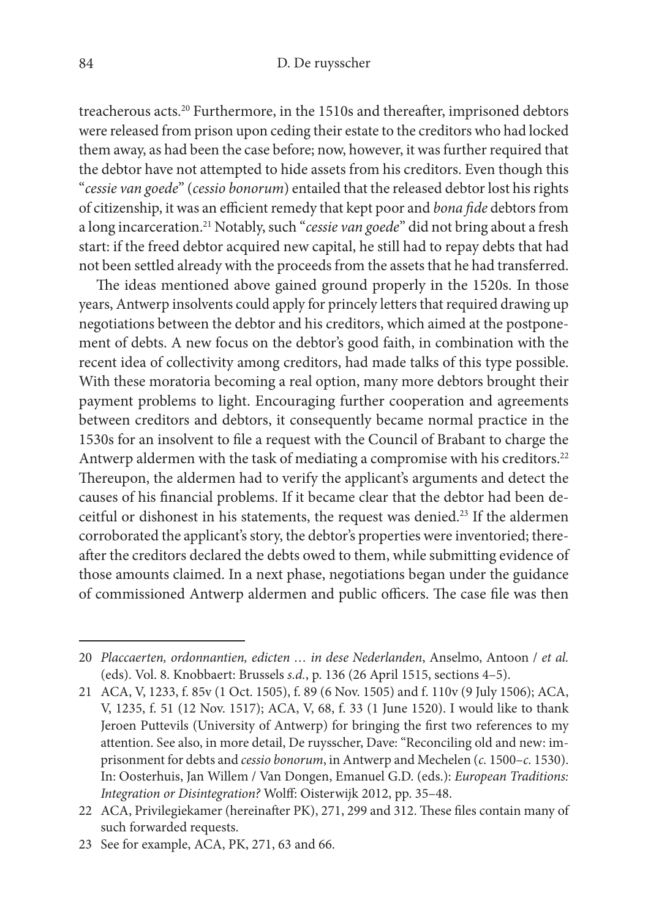treacherous acts.[20] Furthermore, in the 1510s and thereafter, imprisoned debtors were released from prison upon ceding their estate to the creditors who had locked them away, as had been the case before; now, however, it was further required that the debtor have not attempted to hide assets from his creditors. Even though this "*cessie van goede*" (*cessio bonorum*) entailed that the released debtor lost his rights of citizenship, it was an efficient remedy that kept poor and *bona fide* debtors from a long incarceration.[21] Notably, such "*cessie van goede*" did not bring about a fresh start: if the freed debtor acquired new capital, he still had to repay debts that had not been settled already with the proceeds from the assets that he had transferred.

The ideas mentioned above gained ground properly in the 1520s. In those years, Antwerp insolvents could apply for princely letters that required drawing up negotiations between the debtor and his creditors, which aimed at the postponement of debts. A new focus on the debtor's good faith, in combination with the recent idea of collectivity among creditors, had made talks of this type possible. With these moratoria becoming a real option, many more debtors brought their payment problems to light. Encouraging further cooperation and agreements between creditors and debtors, it consequently became normal practice in the 1530s for an insolvent to file a request with the Council of Brabant to charge the Antwerp aldermen with the task of mediating a compromise with his creditors.[22] Thereupon, the aldermen had to verify the applicant's arguments and detect the causes of his financial problems. If it became clear that the debtor had been deceitful or dishonest in his statements, the request was denied.[23] If the aldermen corroborated the applicant's story, the debtor's properties were inventoried; thereafter the creditors declared the debts owed to them, while submitting evidence of those amounts claimed. In a next phase, negotiations began under the guidance of commissioned Antwerp aldermen and public officers. The case file was then

---

20 *Placcaerten, ordonnantien, edicten … in dese Nederlanden*, Anselmo, Antoon / *et al.* (eds). Vol. 8. Knobbaert: Brussels *s.d.*, p. 136 (26 April 1515, sections 4–5).

21 ACA, V, 1233, f. 85v (1 Oct. 1505), f. 89 (6 Nov. 1505) and f. 110v (9 July 1506); ACA, V, 1235, f. 51 (12 Nov. 1517); ACA, V, 68, f. 33 (1 June 1520). I would like to thank Jeroen Puttevils (University of Antwerp) for bringing the first two references to my attention. See also, in more detail, De ruysscher, Dave: "Reconciling old and new: imprisonment for debts and *cessio bonorum*, in Antwerp and Mechelen (*c.* 1500–*c.* 1530). In: Oosterhuis, Jan Willem / Van Dongen, Emanuel G.D. (eds.): *European Traditions: Integration or Disintegration?* Wolff: Oisterwijk 2012, pp. 35–48.

22 ACA, Privilegiekamer (hereinafter PK), 271, 299 and 312. These files contain many of such forwarded requests.

23 See for example, ACA, PK, 271, 63 and 66.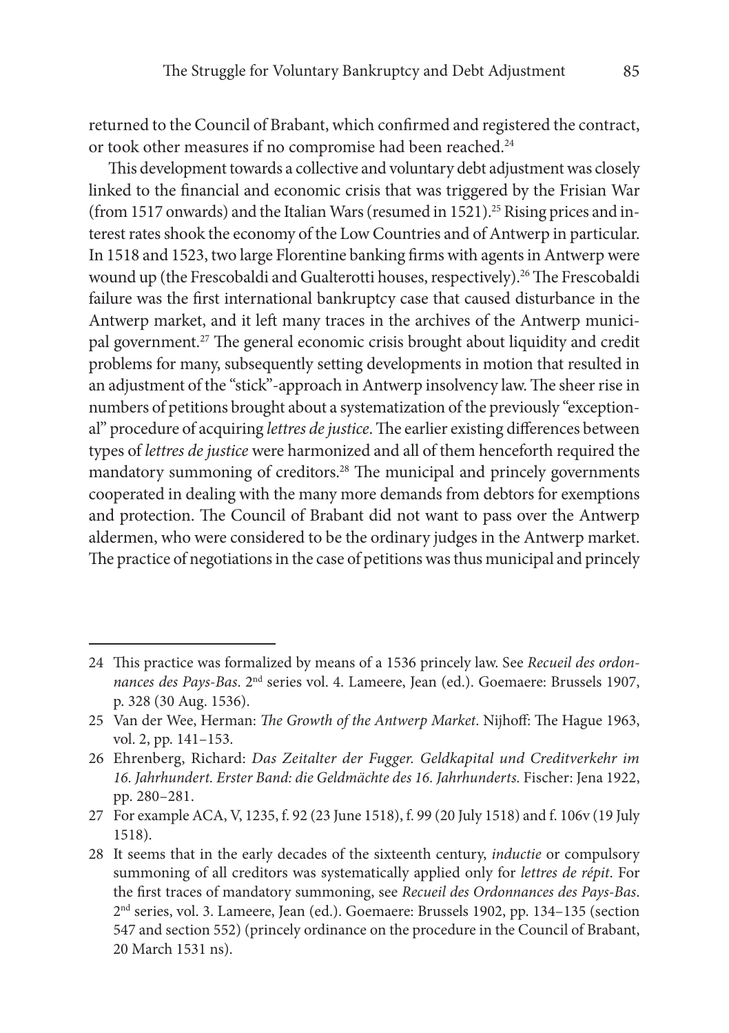returned to the Council of Brabant, which confirmed and registered the contract, or took other measures if no compromise had been reached.[24]

This development towards a collective and voluntary debt adjustment was closely linked to the financial and economic crisis that was triggered by the Frisian War (from 1517 onwards) and the Italian Wars (resumed in 1521).[25] Rising prices and interest rates shook the economy of the Low Countries and of Antwerp in particular. In 1518 and 1523, two large Florentine banking firms with agents in Antwerp were wound up (the Frescobaldi and Gualterotti houses, respectively).[26] The Frescobaldi failure was the first international bankruptcy case that caused disturbance in the Antwerp market, and it left many traces in the archives of the Antwerp municipal government.[27] The general economic crisis brought about liquidity and credit problems for many, subsequently setting developments in motion that resulted in an adjustment of the "stick"-approach in Antwerp insolvency law. The sheer rise in numbers of petitions brought about a systematization of the previously "exceptional" procedure of acquiring *lettres de justice*. The earlier existing differences between types of *lettres de justice* were harmonized and all of them henceforth required the mandatory summoning of creditors.[28] The municipal and princely governments cooperated in dealing with the many more demands from debtors for exemptions and protection. The Council of Brabant did not want to pass over the Antwerp aldermen, who were considered to be the ordinary judges in the Antwerp market. The practice of negotiations in the case of petitions was thus municipal and princely

---

24 This practice was formalized by means of a 1536 princely law. See *Recueil des ordonnances des Pays-Bas*. 2nd series vol. 4. Lameere, Jean (ed.). Goemaere: Brussels 1907, p. 328 (30 Aug. 1536).

25 Van der Wee, Herman: *The Growth of the Antwerp Market*. Nijhoff: The Hague 1963, vol. 2, pp. 141–153.

26 Ehrenberg, Richard: *Das Zeitalter der Fugger. Geldkapital und Creditverkehr im 16. Jahrhundert. Erster Band: die Geldmächte des 16. Jahrhunderts.* Fischer: Jena 1922, pp. 280–281.

27 For example ACA, V, 1235, f. 92 (23 June 1518), f. 99 (20 July 1518) and f. 106v (19 July 1518).

28 It seems that in the early decades of the sixteenth century, *inductie* or compulsory summoning of all creditors was systematically applied only for *lettres de répit*. For the first traces of mandatory summoning, see *Recueil des Ordonnances des Pays-Bas*. 2nd series, vol. 3. Lameere, Jean (ed.). Goemaere: Brussels 1902, pp. 134–135 (section 547 and section 552) (princely ordinance on the procedure in the Council of Brabant, 20 March 1531 ns).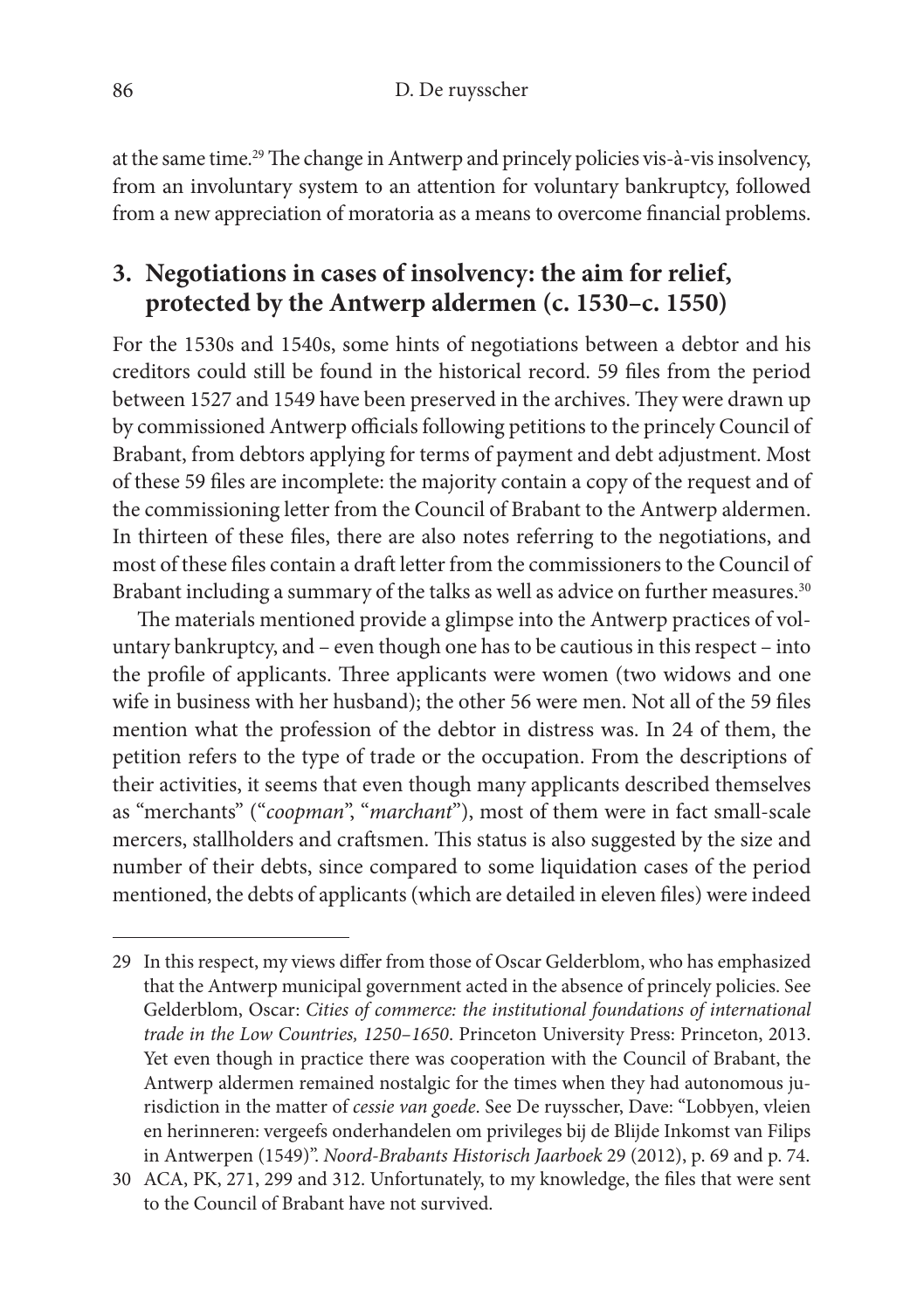at the same time.[29] The change in Antwerp and princely policies vis-à-vis insolvency, from an involuntary system to an attention for voluntary bankruptcy, followed from a new appreciation of moratoria as a means to overcome financial problems.

## 3. Negotiations in cases of insolvency: the aim for relief, protected by the Antwerp aldermen (c. 1530–c. 1550)

For the 1530s and 1540s, some hints of negotiations between a debtor and his creditors could still be found in the historical record. 59 files from the period between 1527 and 1549 have been preserved in the archives. They were drawn up by commissioned Antwerp officials following petitions to the princely Council of Brabant, from debtors applying for terms of payment and debt adjustment. Most of these 59 files are incomplete: the majority contain a copy of the request and of the commissioning letter from the Council of Brabant to the Antwerp aldermen. In thirteen of these files, there are also notes referring to the negotiations, and most of these files contain a draft letter from the commissioners to the Council of Brabant including a summary of the talks as well as advice on further measures.[30]

The materials mentioned provide a glimpse into the Antwerp practices of voluntary bankruptcy, and – even though one has to be cautious in this respect – into the profile of applicants. Three applicants were women (two widows and one wife in business with her husband); the other 56 were men. Not all of the 59 files mention what the profession of the debtor in distress was. In 24 of them, the petition refers to the type of trade or the occupation. From the descriptions of their activities, it seems that even though many applicants described themselves as "merchants" ("*coopman*", "*marchant*"), most of them were in fact small-scale mercers, stallholders and craftsmen. This status is also suggested by the size and number of their debts, since compared to some liquidation cases of the period mentioned, the debts of applicants (which are detailed in eleven files) were indeed

---

29 In this respect, my views differ from those of Oscar Gelderblom, who has emphasized that the Antwerp municipal government acted in the absence of princely policies. See Gelderblom, Oscar: *Cities of commerce: the institutional foundations of international trade in the Low Countries, 1250–1650*. Princeton University Press: Princeton, 2013. Yet even though in practice there was cooperation with the Council of Brabant, the Antwerp aldermen remained nostalgic for the times when they had autonomous jurisdiction in the matter of *cessie van goede*. See De ruysscher, Dave: "Lobbyen, vleien en herinneren: vergeefs onderhandelen om privileges bij de Blijde Inkomst van Filips in Antwerpen (1549)". *Noord-Brabants Historisch Jaarboek* 29 (2012), p. 69 and p. 74.

30 ACA, PK, 271, 299 and 312. Unfortunately, to my knowledge, the files that were sent to the Council of Brabant have not survived.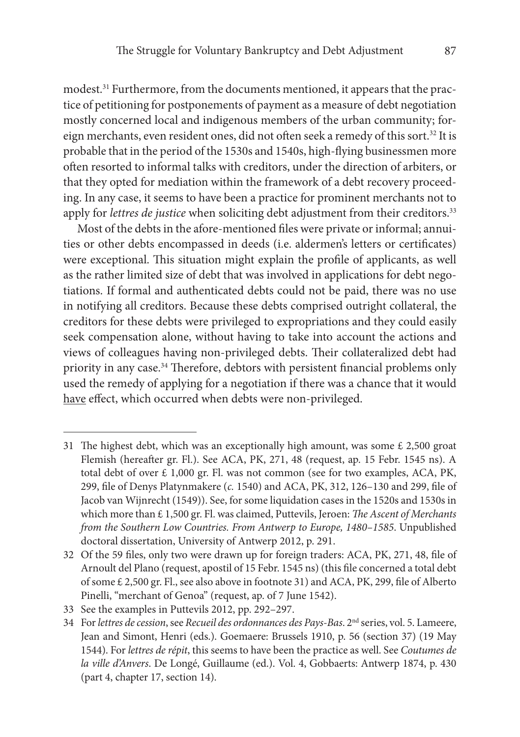modest.[31] Furthermore, from the documents mentioned, it appears that the practice of petitioning for postponements of payment as a measure of debt negotiation mostly concerned local and indigenous members of the urban community; foreign merchants, even resident ones, did not often seek a remedy of this sort.[32] It is probable that in the period of the 1530s and 1540s, high-flying businessmen more often resorted to informal talks with creditors, under the direction of arbiters, or that they opted for mediation within the framework of a debt recovery proceeding. In any case, it seems to have been a practice for prominent merchants not to apply for *lettres de justice* when soliciting debt adjustment from their creditors.[33]

Most of the debts in the afore-mentioned files were private or informal; annuities or other debts encompassed in deeds (i.e. aldermen's letters or certificates) were exceptional. This situation might explain the profile of applicants, as well as the rather limited size of debt that was involved in applications for debt negotiations. If formal and authenticated debts could not be paid, there was no use in notifying all creditors. Because these debts comprised outright collateral, the creditors for these debts were privileged to expropriations and they could easily seek compensation alone, without having to take into account the actions and views of colleagues having non-privileged debts. Their collateralized debt had priority in any case.[34] Therefore, debtors with persistent financial problems only used the remedy of applying for a negotiation if there was a chance that it would have effect, which occurred when debts were non-privileged.

---

31 The highest debt, which was an exceptionally high amount, was some £ 2,500 groat Flemish (hereafter gr. Fl.). See ACA, PK, 271, 48 (request, ap. 15 Febr. 1545 ns). A total debt of over £ 1,000 gr. Fl. was not common (see for two examples, ACA, PK, 299, file of Denys Platynmakere (*c.* 1540) and ACA, PK, 312, 126–130 and 299, file of Jacob van Wijnrecht (1549)). See, for some liquidation cases in the 1520s and 1530s in which more than £ 1,500 gr. Fl. was claimed, Puttevils, Jeroen: *The Ascent of Merchants from the Southern Low Countries. From Antwerp to Europe, 1480–1585*. Unpublished doctoral dissertation, University of Antwerp 2012, p. 291.

32 Of the 59 files, only two were drawn up for foreign traders: ACA, PK, 271, 48, file of Arnoult del Plano (request, apostil of 15 Febr. 1545 ns) (this file concerned a total debt of some £ 2,500 gr. Fl., see also above in footnote 31) and ACA, PK, 299, file of Alberto Pinelli, "merchant of Genoa" (request, ap. of 7 June 1542).

33 See the examples in Puttevils 2012, pp. 292–297.

34 For *lettres de cession*, see *Recueil des ordonnances des Pays-Bas*. 2nd series, vol. 5. Lameere, Jean and Simont, Henri (eds.). Goemaere: Brussels 1910, p. 56 (section 37) (19 May 1544). For *lettres de répit*, this seems to have been the practice as well. See *Coutumes de la ville d'Anvers*. De Longé, Guillaume (ed.). Vol. 4, Gobbaerts: Antwerp 1874, p. 430 (part 4, chapter 17, section 14).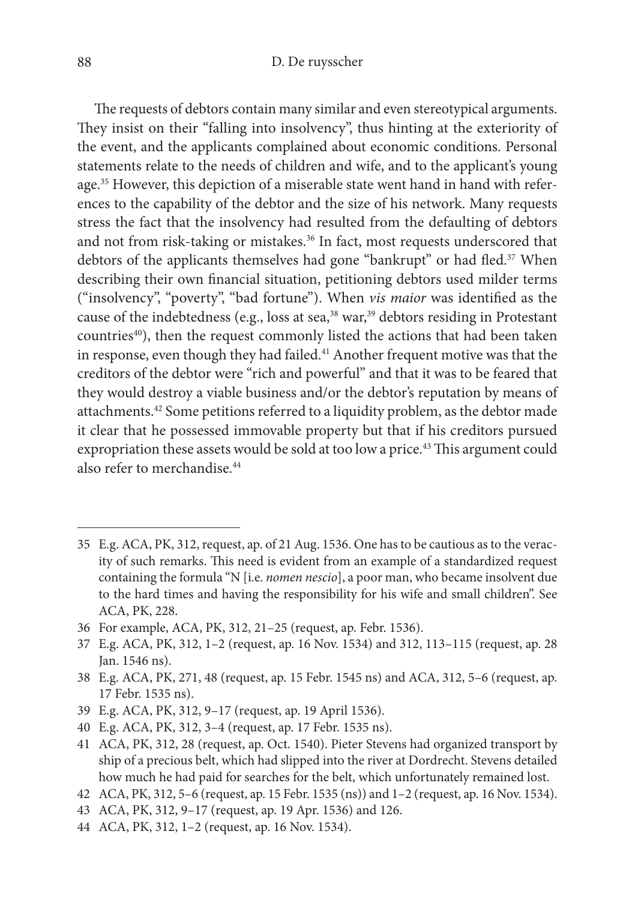The requests of debtors contain many similar and even stereotypical arguments. They insist on their "falling into insolvency", thus hinting at the exteriority of the event, and the applicants complained about economic conditions. Personal statements relate to the needs of children and wife, and to the applicant's young age.[35] However, this depiction of a miserable state went hand in hand with references to the capability of the debtor and the size of his network. Many requests stress the fact that the insolvency had resulted from the defaulting of debtors and not from risk-taking or mistakes.[36] In fact, most requests underscored that debtors of the applicants themselves had gone "bankrupt" or had fled.[37] When describing their own financial situation, petitioning debtors used milder terms ("insolvency", "poverty", "bad fortune"). When *vis maior* was identified as the cause of the indebtedness (e.g., loss at sea,[38] war,[39] debtors residing in Protestant countries[40]), then the request commonly listed the actions that had been taken in response, even though they had failed.[41] Another frequent motive was that the creditors of the debtor were "rich and powerful" and that it was to be feared that they would destroy a viable business and/or the debtor's reputation by means of attachments.[42] Some petitions referred to a liquidity problem, as the debtor made it clear that he possessed immovable property but that if his creditors pursued expropriation these assets would be sold at too low a price.[43] This argument could also refer to merchandise.[44]

---

35 E.g. ACA, PK, 312, request, ap. of 21 Aug. 1536. One has to be cautious as to the veracity of such remarks. This need is evident from an example of a standardized request containing the formula "N [i.e. *nomen nescio*], a poor man, who became insolvent due to the hard times and having the responsibility for his wife and small children". See ACA, PK, 228.

36 For example, ACA, PK, 312, 21–25 (request, ap. Febr. 1536).

37 E.g. ACA, PK, 312, 1–2 (request, ap. 16 Nov. 1534) and 312, 113–115 (request, ap. 28 Jan. 1546 ns).

38 E.g. ACA, PK, 271, 48 (request, ap. 15 Febr. 1545 ns) and ACA, 312, 5–6 (request, ap. 17 Febr. 1535 ns).

39 E.g. ACA, PK, 312, 9–17 (request, ap. 19 April 1536).

40 E.g. ACA, PK, 312, 3–4 (request, ap. 17 Febr. 1535 ns).

41 ACA, PK, 312, 28 (request, ap. Oct. 1540). Pieter Stevens had organized transport by ship of a precious belt, which had slipped into the river at Dordrecht. Stevens detailed how much he had paid for searches for the belt, which unfortunately remained lost.

42 ACA, PK, 312, 5–6 (request, ap. 15 Febr. 1535 (ns)) and 1–2 (request, ap. 16 Nov. 1534).

43 ACA, PK, 312, 9–17 (request, ap. 19 Apr. 1536) and 126.

44 ACA, PK, 312, 1–2 (request, ap. 16 Nov. 1534).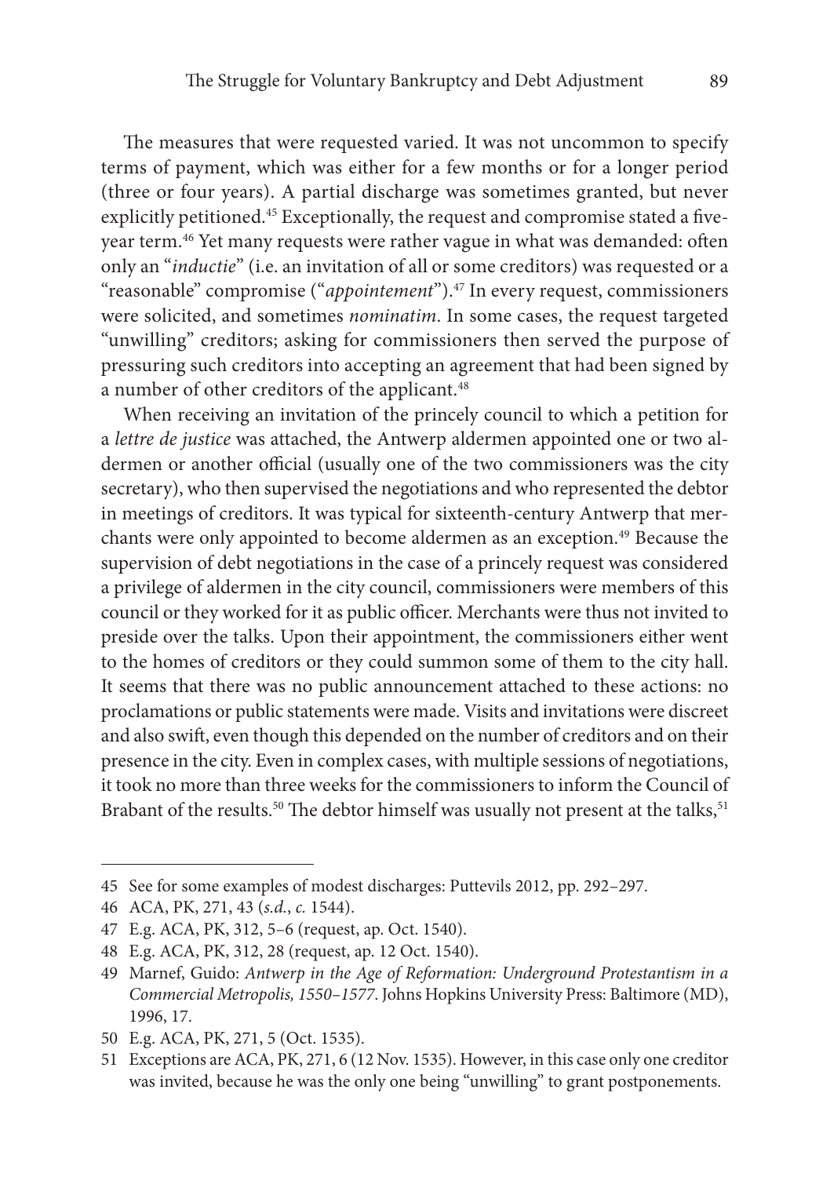The measures that were requested varied. It was not uncommon to specify terms of payment, which was either for a few months or for a longer period (three or four years). A partial discharge was sometimes granted, but never explicitly petitioned.[45] Exceptionally, the request and compromise stated a five-year term.[46] Yet many requests were rather vague in what was demanded: often only an "*inductie*" (i.e. an invitation of all or some creditors) was requested or a "reasonable" compromise ("*appointement*").[47] In every request, commissioners were solicited, and sometimes *nominatim*. In some cases, the request targeted "unwilling" creditors; asking for commissioners then served the purpose of pressuring such creditors into accepting an agreement that had been signed by a number of other creditors of the applicant.[48]

When receiving an invitation of the princely council to which a petition for a *lettre de justice* was attached, the Antwerp aldermen appointed one or two aldermen or another official (usually one of the two commissioners was the city secretary), who then supervised the negotiations and who represented the debtor in meetings of creditors. It was typical for sixteenth-century Antwerp that merchants were only appointed to become aldermen as an exception.[49] Because the supervision of debt negotiations in the case of a princely request was considered a privilege of aldermen in the city council, commissioners were members of this council or they worked for it as public officer. Merchants were thus not invited to preside over the talks. Upon their appointment, the commissioners either went to the homes of creditors or they could summon some of them to the city hall. It seems that there was no public announcement attached to these actions: no proclamations or public statements were made. Visits and invitations were discreet and also swift, even though this depended on the number of creditors and on their presence in the city. Even in complex cases, with multiple sessions of negotiations, it took no more than three weeks for the commissioners to inform the Council of Brabant of the results.[50] The debtor himself was usually not present at the talks,[51]

---

45 See for some examples of modest discharges: Puttevils 2012, pp. 292–297.

46 ACA, PK, 271, 43 (*s.d.*, *c.* 1544).

47 E.g. ACA, PK, 312, 5–6 (request, ap. Oct. 1540).

48 E.g. ACA, PK, 312, 28 (request, ap. 12 Oct. 1540).

49 Marnef, Guido: *Antwerp in the Age of Reformation: Underground Protestantism in a Commercial Metropolis, 1550–1577*. Johns Hopkins University Press: Baltimore (MD), 1996, 17.

50 E.g. ACA, PK, 271, 5 (Oct. 1535).

51 Exceptions are ACA, PK, 271, 6 (12 Nov. 1535). However, in this case only one creditor was invited, because he was the only one being "unwilling" to grant postponements.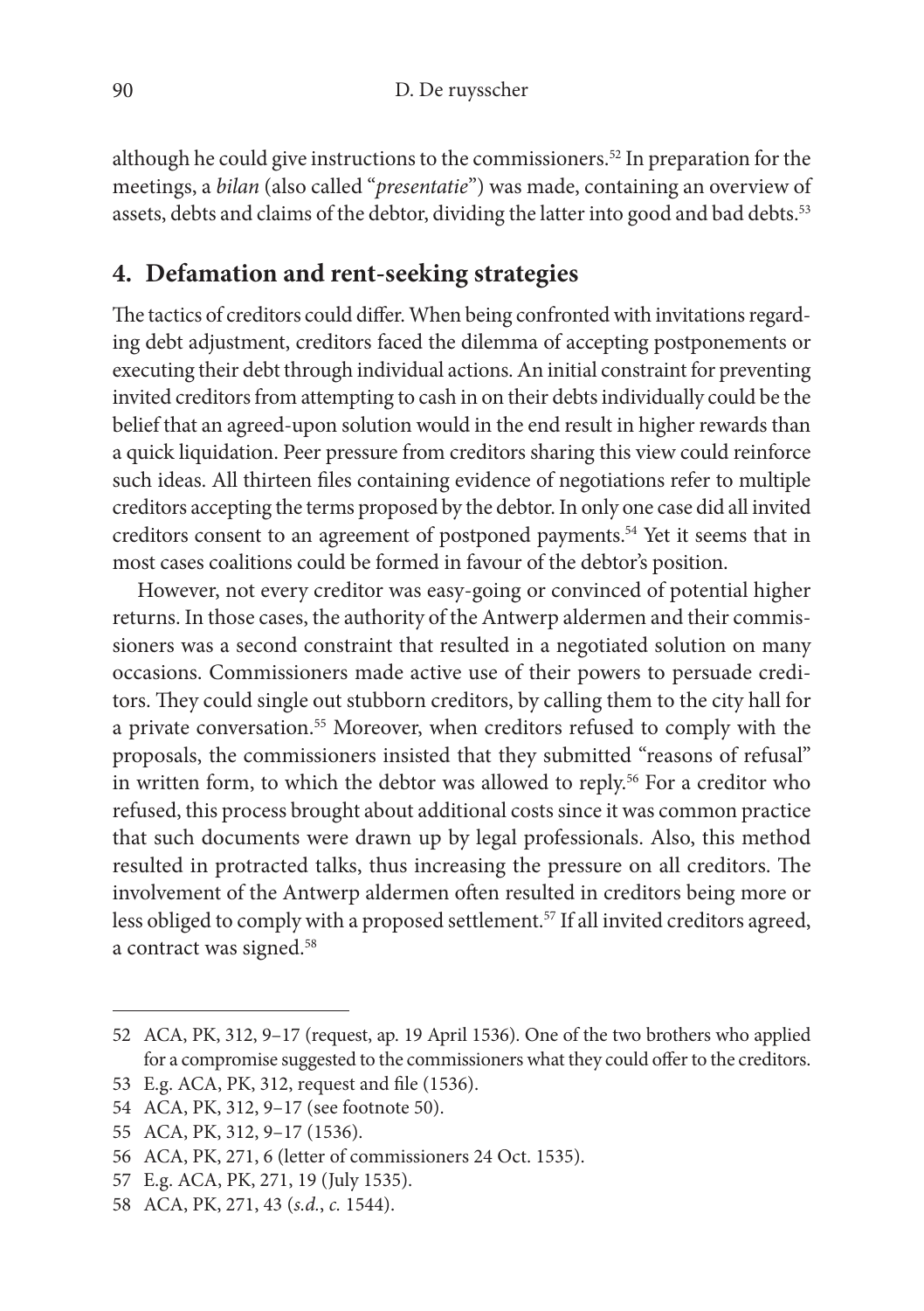although he could give instructions to the commissioners.[52] In preparation for the meetings, a *bilan* (also called "*presentatie*") was made, containing an overview of assets, debts and claims of the debtor, dividing the latter into good and bad debts.[53]

## 4. Defamation and rent-seeking strategies

The tactics of creditors could differ. When being confronted with invitations regarding debt adjustment, creditors faced the dilemma of accepting postponements or executing their debt through individual actions. An initial constraint for preventing invited creditors from attempting to cash in on their debts individually could be the belief that an agreed-upon solution would in the end result in higher rewards than a quick liquidation. Peer pressure from creditors sharing this view could reinforce such ideas. All thirteen files containing evidence of negotiations refer to multiple creditors accepting the terms proposed by the debtor. In only one case did all invited creditors consent to an agreement of postponed payments.[54] Yet it seems that in most cases coalitions could be formed in favour of the debtor's position.

However, not every creditor was easy-going or convinced of potential higher returns. In those cases, the authority of the Antwerp aldermen and their commissioners was a second constraint that resulted in a negotiated solution on many occasions. Commissioners made active use of their powers to persuade creditors. They could single out stubborn creditors, by calling them to the city hall for a private conversation.[55] Moreover, when creditors refused to comply with the proposals, the commissioners insisted that they submitted "reasons of refusal" in written form, to which the debtor was allowed to reply.[56] For a creditor who refused, this process brought about additional costs since it was common practice that such documents were drawn up by legal professionals. Also, this method resulted in protracted talks, thus increasing the pressure on all creditors. The involvement of the Antwerp aldermen often resulted in creditors being more or less obliged to comply with a proposed settlement.[57] If all invited creditors agreed, a contract was signed.[58]

---

52 ACA, PK, 312, 9–17 (request, ap. 19 April 1536). One of the two brothers who applied for a compromise suggested to the commissioners what they could offer to the creditors.

53 E.g. ACA, PK, 312, request and file (1536).

54 ACA, PK, 312, 9–17 (see footnote 50).

55 ACA, PK, 312, 9–17 (1536).

56 ACA, PK, 271, 6 (letter of commissioners 24 Oct. 1535).

57 E.g. ACA, PK, 271, 19 (July 1535).

58 ACA, PK, 271, 43 (*s.d.*, *c.* 1544).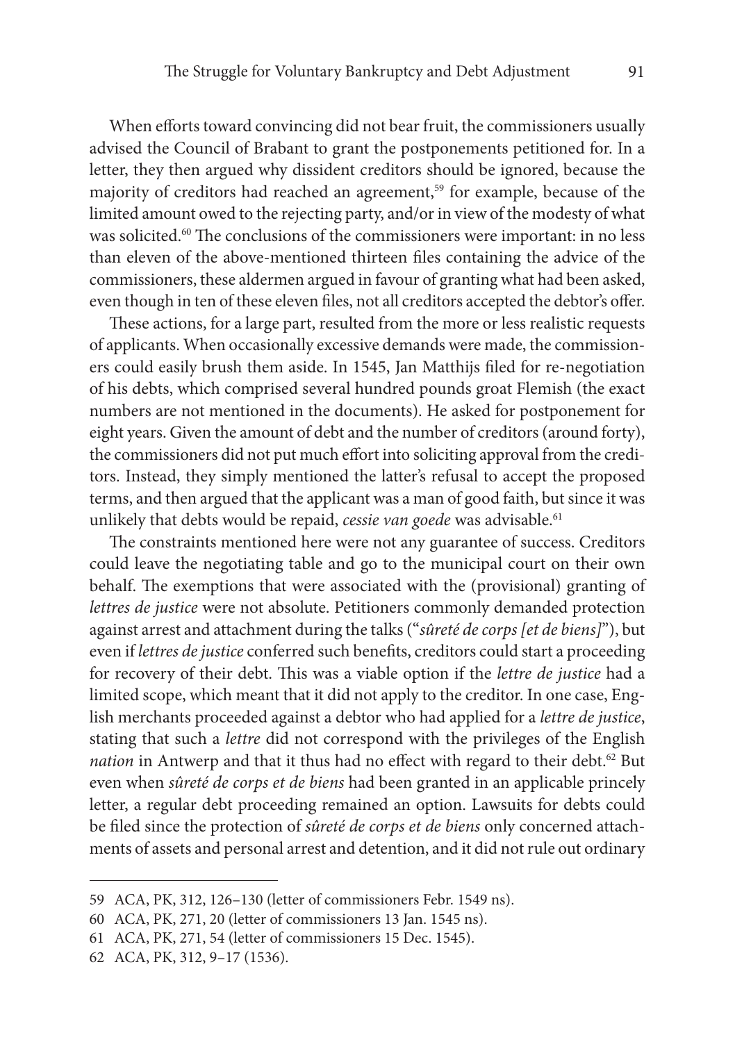When efforts toward convincing did not bear fruit, the commissioners usually advised the Council of Brabant to grant the postponements petitioned for. In a letter, they then argued why dissident creditors should be ignored, because the majority of creditors had reached an agreement,[59] for example, because of the limited amount owed to the rejecting party, and/or in view of the modesty of what was solicited.[60] The conclusions of the commissioners were important: in no less than eleven of the above-mentioned thirteen files containing the advice of the commissioners, these aldermen argued in favour of granting what had been asked, even though in ten of these eleven files, not all creditors accepted the debtor's offer.

These actions, for a large part, resulted from the more or less realistic requests of applicants. When occasionally excessive demands were made, the commissioners could easily brush them aside. In 1545, Jan Matthijs filed for re-negotiation of his debts, which comprised several hundred pounds groat Flemish (the exact numbers are not mentioned in the documents). He asked for postponement for eight years. Given the amount of debt and the number of creditors (around forty), the commissioners did not put much effort into soliciting approval from the creditors. Instead, they simply mentioned the latter's refusal to accept the proposed terms, and then argued that the applicant was a man of good faith, but since it was unlikely that debts would be repaid, *cessie van goede* was advisable.[61]

The constraints mentioned here were not any guarantee of success. Creditors could leave the negotiating table and go to the municipal court on their own behalf. The exemptions that were associated with the (provisional) granting of *lettres de justice* were not absolute. Petitioners commonly demanded protection against arrest and attachment during the talks ("*sûreté de corps [et de biens]*"), but even if *lettres de justice* conferred such benefits, creditors could start a proceeding for recovery of their debt. This was a viable option if the *lettre de justice* had a limited scope, which meant that it did not apply to the creditor. In one case, English merchants proceeded against a debtor who had applied for a *lettre de justice*, stating that such a *lettre* did not correspond with the privileges of the English *nation* in Antwerp and that it thus had no effect with regard to their debt.[62] But even when *sûreté de corps et de biens* had been granted in an applicable princely letter, a regular debt proceeding remained an option. Lawsuits for debts could be filed since the protection of *sûreté de corps et de biens* only concerned attachments of assets and personal arrest and detention, and it did not rule out ordinary

59 ACA, PK, 312, 126–130 (letter of commissioners Febr. 1549 ns).

60 ACA, PK, 271, 20 (letter of commissioners 13 Jan. 1545 ns).

61 ACA, PK, 271, 54 (letter of commissioners 15 Dec. 1545).

62 ACA, PK, 312, 9–17 (1536).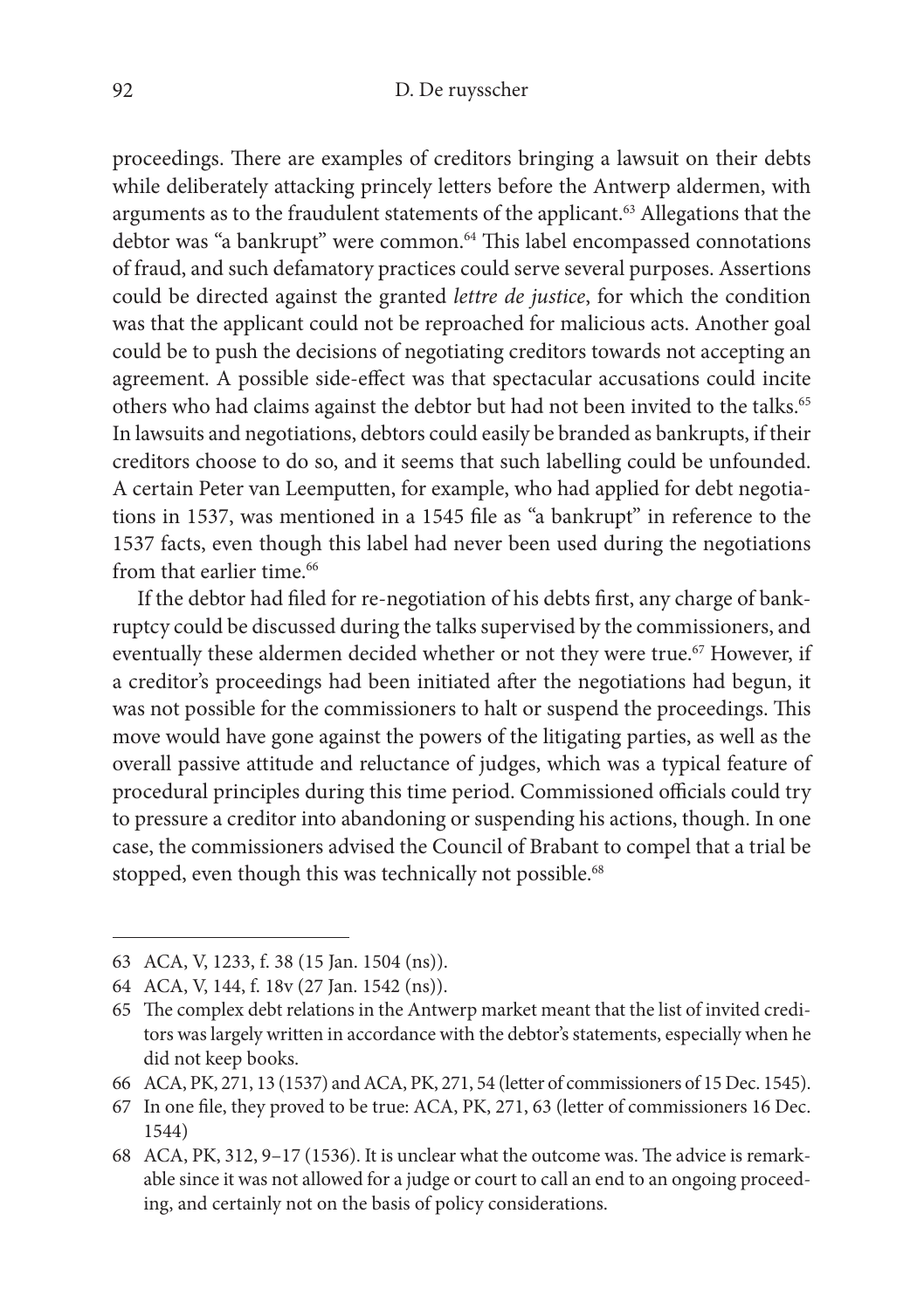proceedings. There are examples of creditors bringing a lawsuit on their debts while deliberately attacking princely letters before the Antwerp aldermen, with arguments as to the fraudulent statements of the applicant.[63] Allegations that the debtor was "a bankrupt" were common.[64] This label encompassed connotations of fraud, and such defamatory practices could serve several purposes. Assertions could be directed against the granted *lettre de justice*, for which the condition was that the applicant could not be reproached for malicious acts. Another goal could be to push the decisions of negotiating creditors towards not accepting an agreement. A possible side-effect was that spectacular accusations could incite others who had claims against the debtor but had not been invited to the talks.[65] In lawsuits and negotiations, debtors could easily be branded as bankrupts, if their creditors choose to do so, and it seems that such labelling could be unfounded. A certain Peter van Leemputten, for example, who had applied for debt negotiations in 1537, was mentioned in a 1545 file as "a bankrupt" in reference to the 1537 facts, even though this label had never been used during the negotiations from that earlier time.[66]

If the debtor had filed for re-negotiation of his debts first, any charge of bankruptcy could be discussed during the talks supervised by the commissioners, and eventually these aldermen decided whether or not they were true.[67] However, if a creditor's proceedings had been initiated after the negotiations had begun, it was not possible for the commissioners to halt or suspend the proceedings. This move would have gone against the powers of the litigating parties, as well as the overall passive attitude and reluctance of judges, which was a typical feature of procedural principles during this time period. Commissioned officials could try to pressure a creditor into abandoning or suspending his actions, though. In one case, the commissioners advised the Council of Brabant to compel that a trial be stopped, even though this was technically not possible.[68]

---

63 ACA, V, 1233, f. 38 (15 Jan. 1504 (ns)).

64 ACA, V, 144, f. 18v (27 Jan. 1542 (ns)).

65 The complex debt relations in the Antwerp market meant that the list of invited creditors was largely written in accordance with the debtor's statements, especially when he did not keep books.

66 ACA, PK, 271, 13 (1537) and ACA, PK, 271, 54 (letter of commissioners of 15 Dec. 1545).

67 In one file, they proved to be true: ACA, PK, 271, 63 (letter of commissioners 16 Dec. 1544)

68 ACA, PK, 312, 9–17 (1536). It is unclear what the outcome was. The advice is remarkable since it was not allowed for a judge or court to call an end to an ongoing proceeding, and certainly not on the basis of policy considerations.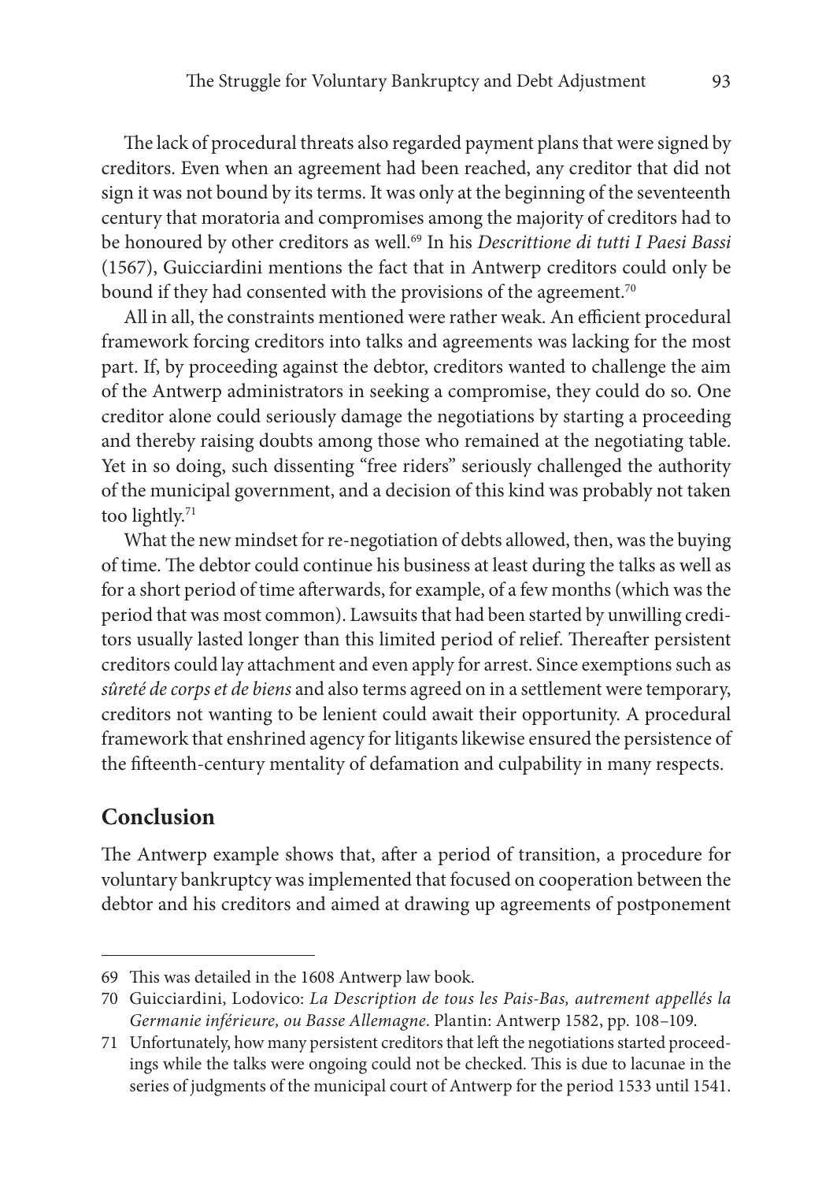The lack of procedural threats also regarded payment plans that were signed by creditors. Even when an agreement had been reached, any creditor that did not sign it was not bound by its terms. It was only at the beginning of the seventeenth century that moratoria and compromises among the majority of creditors had to be honoured by other creditors as well.[69] In his *Descrittione di tutti I Paesi Bassi* (1567), Guicciardini mentions the fact that in Antwerp creditors could only be bound if they had consented with the provisions of the agreement.[70]

All in all, the constraints mentioned were rather weak. An efficient procedural framework forcing creditors into talks and agreements was lacking for the most part. If, by proceeding against the debtor, creditors wanted to challenge the aim of the Antwerp administrators in seeking a compromise, they could do so. One creditor alone could seriously damage the negotiations by starting a proceeding and thereby raising doubts among those who remained at the negotiating table. Yet in so doing, such dissenting "free riders" seriously challenged the authority of the municipal government, and a decision of this kind was probably not taken too lightly.[71]

What the new mindset for re-negotiation of debts allowed, then, was the buying of time. The debtor could continue his business at least during the talks as well as for a short period of time afterwards, for example, of a few months (which was the period that was most common). Lawsuits that had been started by unwilling creditors usually lasted longer than this limited period of relief. Thereafter persistent creditors could lay attachment and even apply for arrest. Since exemptions such as *sûreté de corps et de biens* and also terms agreed on in a settlement were temporary, creditors not wanting to be lenient could await their opportunity. A procedural framework that enshrined agency for litigants likewise ensured the persistence of the fifteenth-century mentality of defamation and culpability in many respects.

## Conclusion

The Antwerp example shows that, after a period of transition, a procedure for voluntary bankruptcy was implemented that focused on cooperation between the debtor and his creditors and aimed at drawing up agreements of postponement

---

69 This was detailed in the 1608 Antwerp law book.

70 Guicciardini, Lodovico: *La Description de tous les Pais-Bas, autrement appellés la Germanie inférieure, ou Basse Allemagne*. Plantin: Antwerp 1582, pp. 108–109.

71 Unfortunately, how many persistent creditors that left the negotiations started proceedings while the talks were ongoing could not be checked. This is due to lacunae in the series of judgments of the municipal court of Antwerp for the period 1533 until 1541.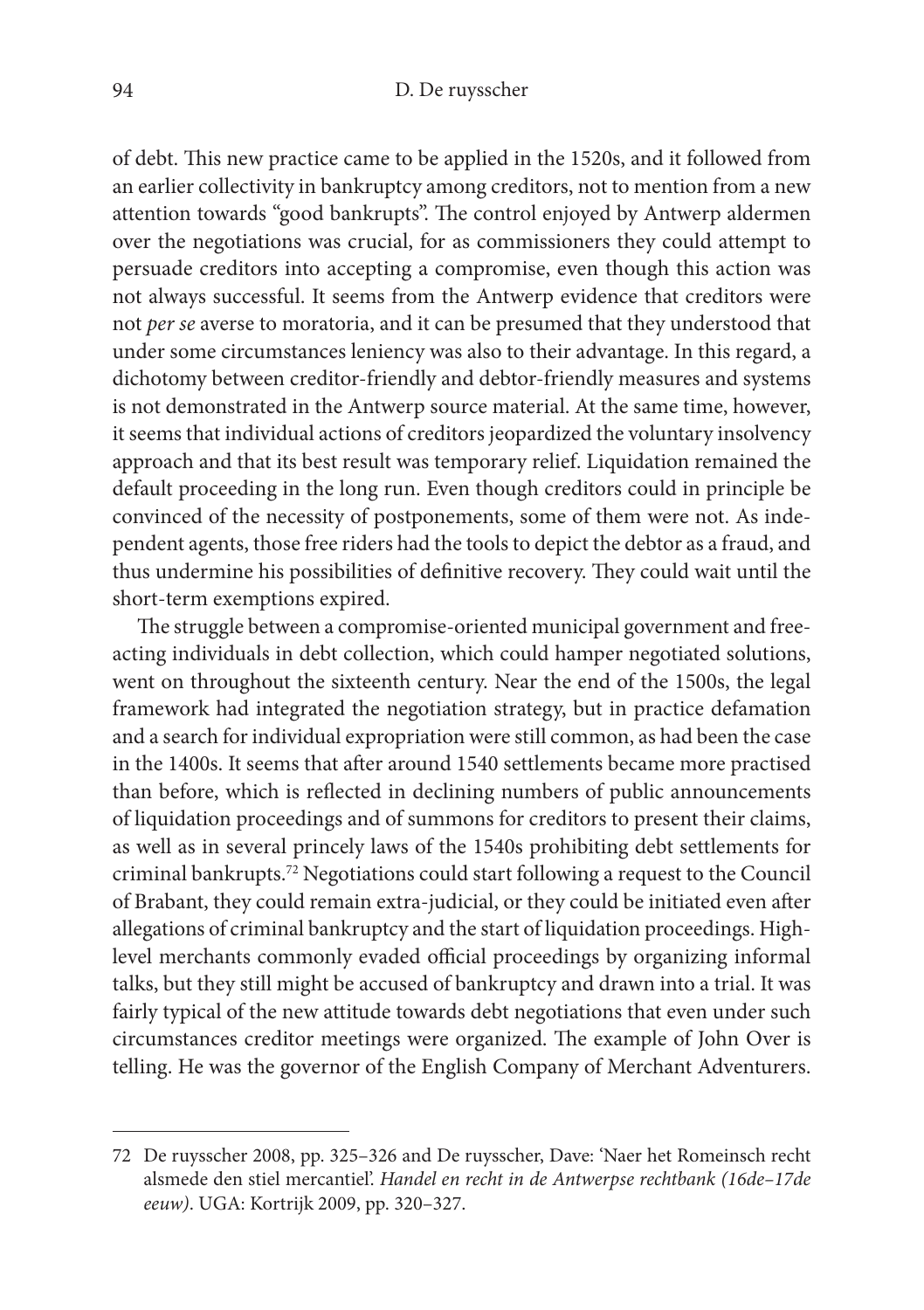of debt. This new practice came to be applied in the 1520s, and it followed from an earlier collectivity in bankruptcy among creditors, not to mention from a new attention towards "good bankrupts". The control enjoyed by Antwerp aldermen over the negotiations was crucial, for as commissioners they could attempt to persuade creditors into accepting a compromise, even though this action was not always successful. It seems from the Antwerp evidence that creditors were not *per se* averse to moratoria, and it can be presumed that they understood that under some circumstances leniency was also to their advantage. In this regard, a dichotomy between creditor-friendly and debtor-friendly measures and systems is not demonstrated in the Antwerp source material. At the same time, however, it seems that individual actions of creditors jeopardized the voluntary insolvency approach and that its best result was temporary relief. Liquidation remained the default proceeding in the long run. Even though creditors could in principle be convinced of the necessity of postponements, some of them were not. As independent agents, those free riders had the tools to depict the debtor as a fraud, and thus undermine his possibilities of definitive recovery. They could wait until the short-term exemptions expired.

The struggle between a compromise-oriented municipal government and free-acting individuals in debt collection, which could hamper negotiated solutions, went on throughout the sixteenth century. Near the end of the 1500s, the legal framework had integrated the negotiation strategy, but in practice defamation and a search for individual expropriation were still common, as had been the case in the 1400s. It seems that after around 1540 settlements became more practised than before, which is reflected in declining numbers of public announcements of liquidation proceedings and of summons for creditors to present their claims, as well as in several princely laws of the 1540s prohibiting debt settlements for criminal bankrupts.[72] Negotiations could start following a request to the Council of Brabant, they could remain extra-judicial, or they could be initiated even after allegations of criminal bankruptcy and the start of liquidation proceedings. High-level merchants commonly evaded official proceedings by organizing informal talks, but they still might be accused of bankruptcy and drawn into a trial. It was fairly typical of the new attitude towards debt negotiations that even under such circumstances creditor meetings were organized. The example of John Over is telling. He was the governor of the English Company of Merchant Adventurers.

---

72 De ruysscher 2008, pp. 325–326 and De ruysscher, Dave: 'Naer het Romeinsch recht alsmede den stiel mercantiel'. *Handel en recht in de Antwerpse rechtbank (16de–17de eeuw)*. UGA: Kortrijk 2009, pp. 320–327.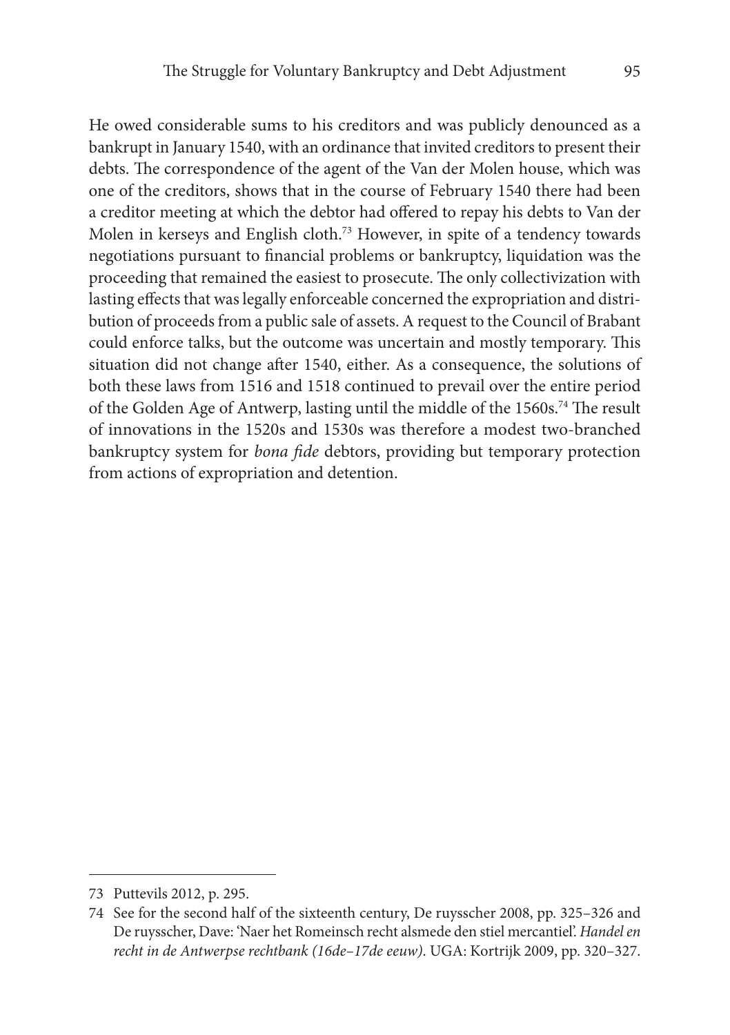He owed considerable sums to his creditors and was publicly denounced as a bankrupt in January 1540, with an ordinance that invited creditors to present their debts. The correspondence of the agent of the Van der Molen house, which was one of the creditors, shows that in the course of February 1540 there had been a creditor meeting at which the debtor had offered to repay his debts to Van der Molen in kerseys and English cloth.[73] However, in spite of a tendency towards negotiations pursuant to financial problems or bankruptcy, liquidation was the proceeding that remained the easiest to prosecute. The only collectivization with lasting effects that was legally enforceable concerned the expropriation and distribution of proceeds from a public sale of assets. A request to the Council of Brabant could enforce talks, but the outcome was uncertain and mostly temporary. This situation did not change after 1540, either. As a consequence, the solutions of both these laws from 1516 and 1518 continued to prevail over the entire period of the Golden Age of Antwerp, lasting until the middle of the 1560s.[74] The result of innovations in the 1520s and 1530s was therefore a modest two-branched bankruptcy system for *bona fide* debtors, providing but temporary protection from actions of expropriation and detention.

---

73 Puttevils 2012, p. 295.

74 See for the second half of the sixteenth century, De ruysscher 2008, pp. 325–326 and De ruysscher, Dave: 'Naer het Romeinsch recht alsmede den stiel mercantiel'. *Handel en recht in de Antwerpse rechtbank (16de–17de eeuw)*. UGA: Kortrijk 2009, pp. 320–327.